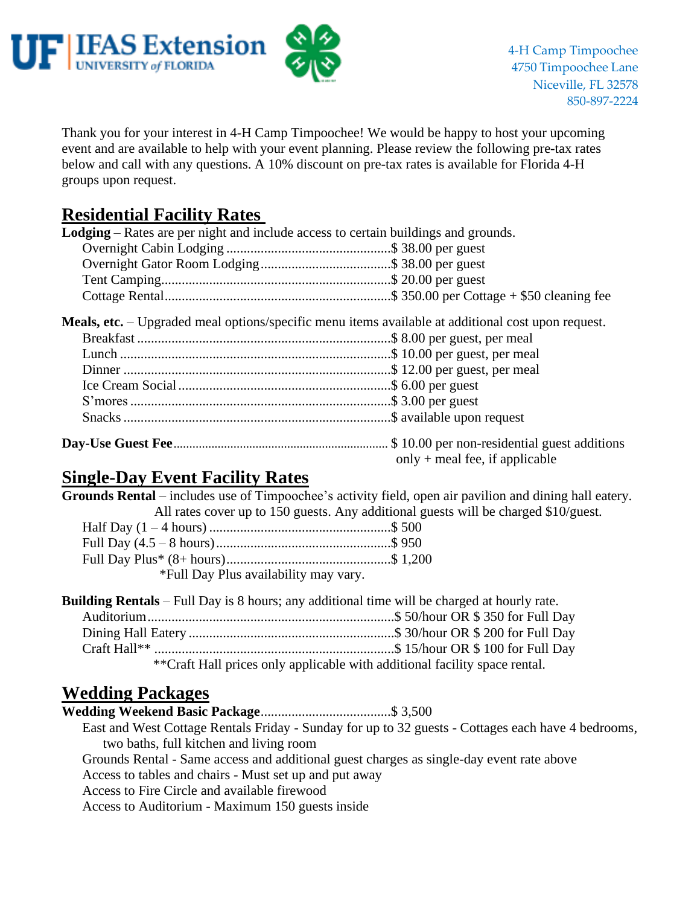UF | IFAS Extension
UNIVERSITY of FLORIDA

4-H Camp Timpoochee
4750 Timpoochee Lane
Niceville, FL 32578
850-897-2224

Thank you for your interest in 4-H Camp Timpoochee! We would be happy to host your upcoming event and are available to help with your event planning. Please review the following pre-tax rates below and call with any questions. A 10% discount on pre-tax rates is available for Florida 4-H groups upon request.

## Residential Facility Rates

**Lodging** – Rates are per night and include access to certain buildings and grounds.

- Overnight Cabin Lodging ............................................$ 38.00 per guest
- Overnight Gator Room Lodging ...................................$ 38.00 per guest
- Tent Camping..............................................................$ 20.00 per guest
- Cottage Rental.............................................................$ 350.00 per Cottage + $50 cleaning fee

**Meals, etc.** – Upgraded meal options/specific menu items available at additional cost upon request.

- Breakfast .....................................................................$ 8.00 per guest, per meal
- Lunch ..........................................................................$ 10.00 per guest, per meal
- Dinner .........................................................................$ 12.00 per guest, per meal
- Ice Cream Social ..........................................................$ 6.00 per guest
- S'mores .......................................................................$ 3.00 per guest
- Snacks .........................................................................$ available upon request

**Day-Use Guest Fee**.............................................................. $ 10.00 per non-residential guest additions only + meal fee, if applicable

## Single-Day Event Facility Rates

**Grounds Rental** – includes use of Timpoochee's activity field, open air pavilion and dining hall eatery. All rates cover up to 150 guests. Any additional guests will be charged $10/guest.

- Half Day (1 – 4 hours) .................................................$ 500
- Full Day (4.5 – 8 hours) ...............................................$ 950
- Full Day Plus* (8+ hours)..............................................$ 1,200

*Full Day Plus availability may vary.

**Building Rentals** – Full Day is 8 hours; any additional time will be charged at hourly rate.

- Auditorium....................................................................$ 50/hour OR $ 350 for Full Day
- Dining Hall Eatery .........................................................$ 30/hour OR $ 200 for Full Day
- Craft Hall** ..................................................................$ 15/hour OR $ 100 for Full Day

**Craft Hall prices only applicable with additional facility space rental.

## Wedding Packages

**Wedding Weekend Basic Package**.....................................$ 3,500

- East and West Cottage Rentals Friday - Sunday for up to 32 guests - Cottages each have 4 bedrooms, two baths, full kitchen and living room
- Grounds Rental - Same access and additional guest charges as single-day event rate above
- Access to tables and chairs - Must set up and put away
- Access to Fire Circle and available firewood
- Access to Auditorium - Maximum 150 guests inside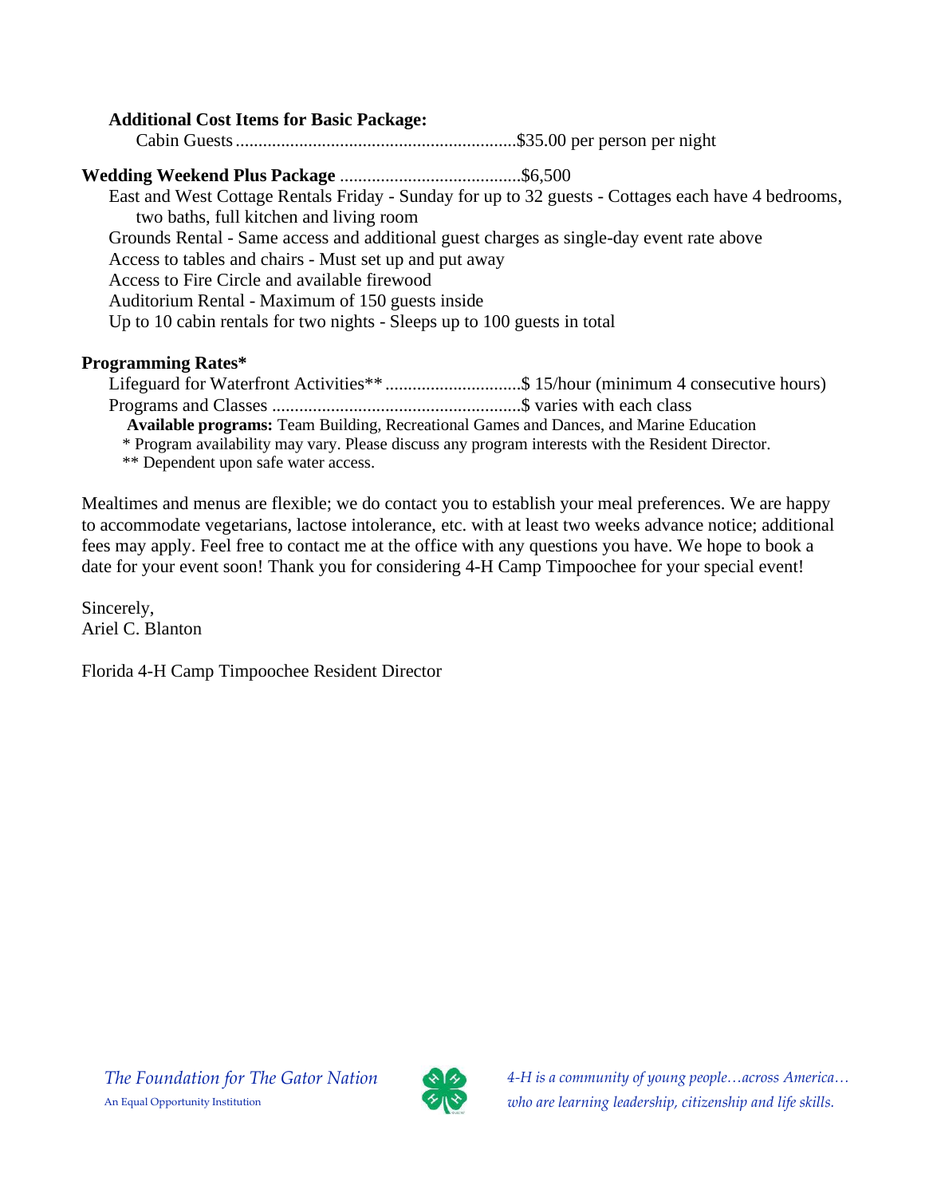**Additional Cost Items for Basic Package:**

Cabin Guests ............................................................$35.00 per person per night

**Wedding Weekend Plus Package** ........................................$6,500

East and West Cottage Rentals Friday - Sunday for up to 32 guests - Cottages each have 4 bedrooms, two baths, full kitchen and living room

Grounds Rental - Same access and additional guest charges as single-day event rate above

Access to tables and chairs - Must set up and put away

Access to Fire Circle and available firewood

Auditorium Rental - Maximum of 150 guests inside

Up to 10 cabin rentals for two nights - Sleeps up to 100 guests in total

**Programming Rates***

Lifeguard for Waterfront Activities** ..............................$ 15/hour (minimum 4 consecutive hours)

Programs and Classes .......................................................$ varies with each class

**Available programs:** Team Building, Recreational Games and Dances, and Marine Education

* Program availability may vary. Please discuss any program interests with the Resident Director.

** Dependent upon safe water access.

Mealtimes and menus are flexible; we do contact you to establish your meal preferences. We are happy to accommodate vegetarians, lactose intolerance, etc. with at least two weeks advance notice; additional fees may apply. Feel free to contact me at the office with any questions you have. We hope to book a date for your event soon! Thank you for considering 4-H Camp Timpoochee for your special event!

Sincerely,
Ariel C. Blanton

Florida 4-H Camp Timpoochee Resident Director

*The Foundation for The Gator Nation*
An Equal Opportunity Institution

*4-H is a community of young people…across America… who are learning leadership, citizenship and life skills.*